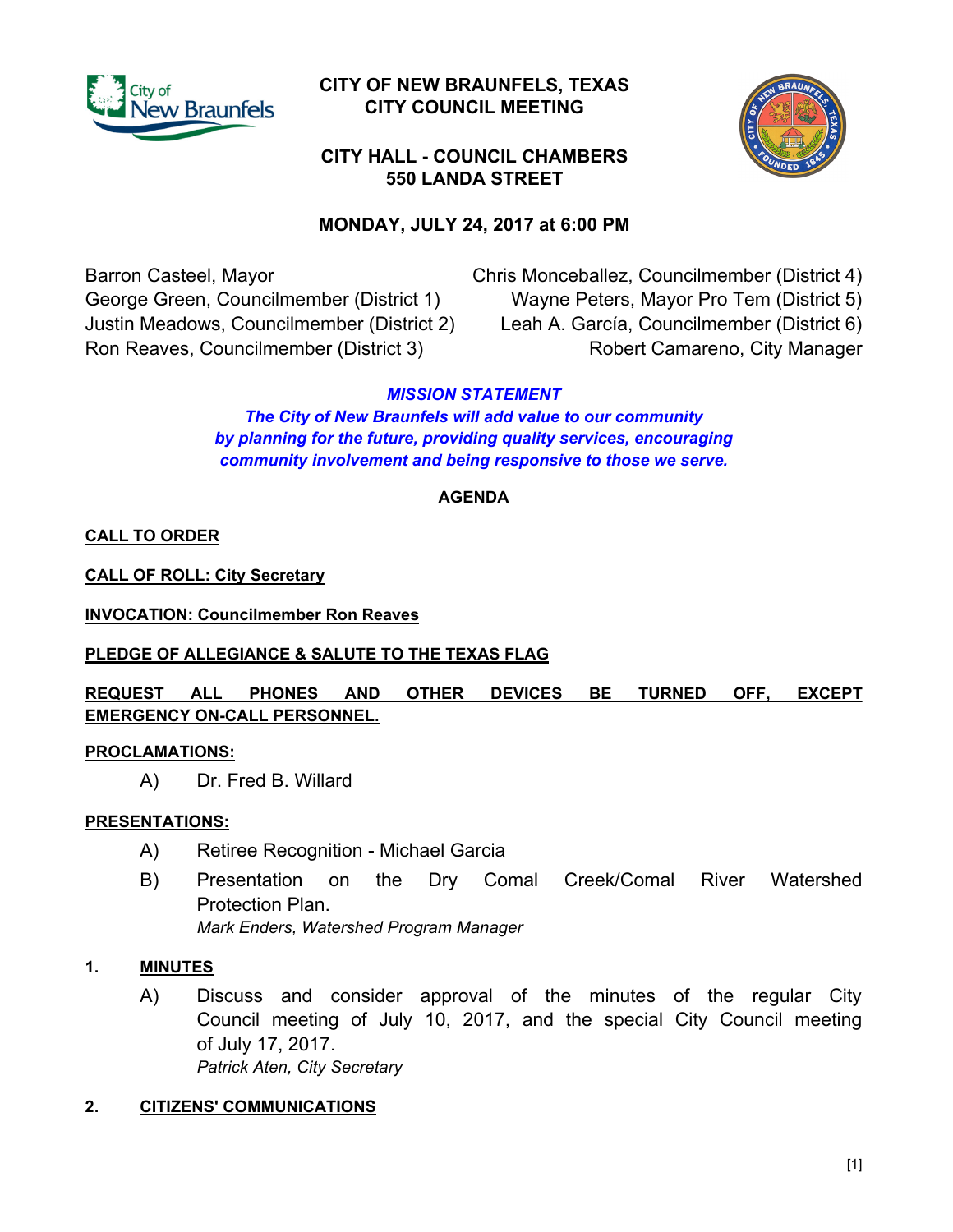# CITY OF NEW BRAUNFELS, TEXAS
# CITY COUNCIL MEETING

## CITY HALL - COUNCIL CHAMBERS
## 550 LANDA STREET

### MONDAY, JULY 24, 2017 at 6:00 PM

Barron Casteel, Mayor
George Green, Councilmember (District 1)
Justin Meadows, Councilmember (District 2)
Ron Reaves, Councilmember (District 3)
Chris Monceballez, Councilmember (District 4)
Wayne Peters, Mayor Pro Tem (District 5)
Leah A. García, Councilmember (District 6)
Robert Camareno, City Manager

***MISSION STATEMENT***
***The City of New Braunfels will add value to our community by planning for the future, providing quality services, encouraging community involvement and being responsive to those we serve.***

**AGENDA**

**CALL TO ORDER**

**CALL OF ROLL: City Secretary**

**INVOCATION: Councilmember Ron Reaves**

**PLEDGE OF ALLEGIANCE & SALUTE TO THE TEXAS FLAG**

**REQUEST ALL PHONES AND OTHER DEVICES BE TURNED OFF, EXCEPT EMERGENCY ON-CALL PERSONNEL.**

**PROCLAMATIONS:**

A) Dr. Fred B. Willard

**PRESENTATIONS:**

A) Retiree Recognition - Michael Garcia

B) Presentation on the Dry Comal Creek/Comal River Watershed Protection Plan.
*Mark Enders, Watershed Program Manager*

**1. MINUTES**

A) Discuss and consider approval of the minutes of the regular City Council meeting of July 10, 2017, and the special City Council meeting of July 17, 2017.
*Patrick Aten, City Secretary*

**2. CITIZENS' COMMUNICATIONS**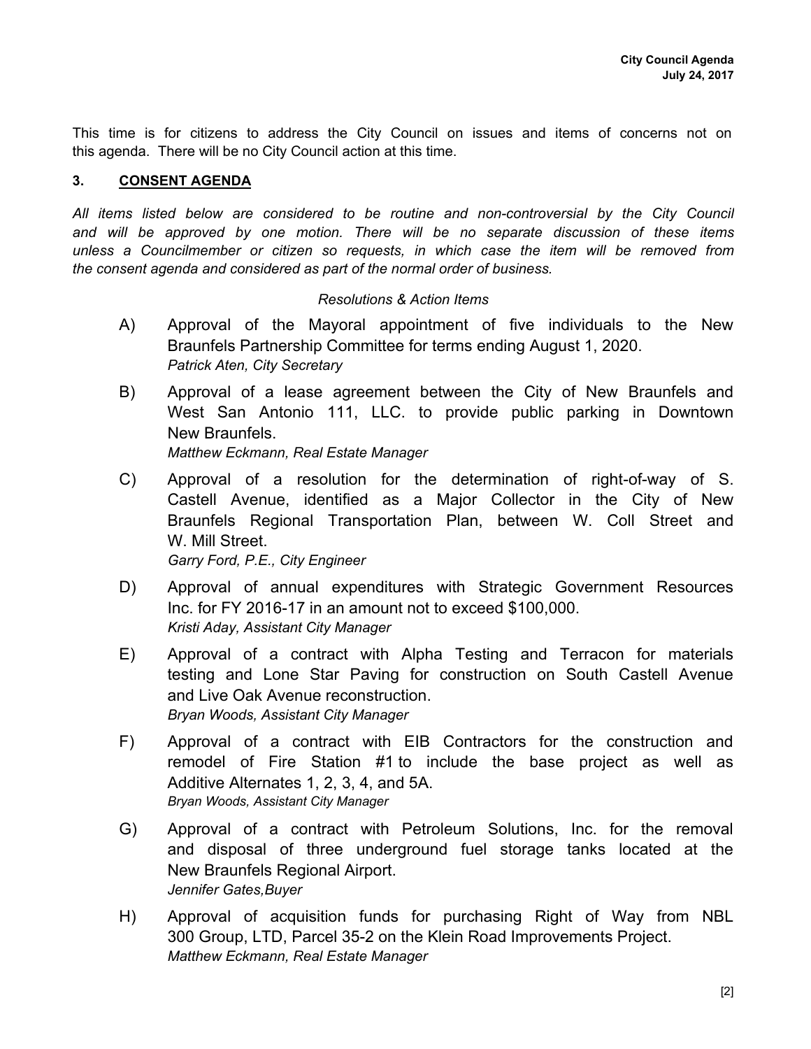This time is for citizens to address the City Council on issues and items of concerns not on this agenda. There will be no City Council action at this time.

## 3. CONSENT AGENDA

*All items listed below are considered to be routine and non-controversial by the City Council and will be approved by one motion. There will be no separate discussion of these items unless a Councilmember or citizen so requests, in which case the item will be removed from the consent agenda and considered as part of the normal order of business.*

*Resolutions & Action Items*

A) Approval of the Mayoral appointment of five individuals to the New Braunfels Partnership Committee for terms ending August 1, 2020.
*Patrick Aten, City Secretary*

B) Approval of a lease agreement between the City of New Braunfels and West San Antonio 111, LLC. to provide public parking in Downtown New Braunfels.
*Matthew Eckmann, Real Estate Manager*

C) Approval of a resolution for the determination of right-of-way of S. Castell Avenue, identified as a Major Collector in the City of New Braunfels Regional Transportation Plan, between W. Coll Street and W. Mill Street.
*Garry Ford, P.E., City Engineer*

D) Approval of annual expenditures with Strategic Government Resources Inc. for FY 2016-17 in an amount not to exceed $100,000.
*Kristi Aday, Assistant City Manager*

E) Approval of a contract with Alpha Testing and Terracon for materials testing and Lone Star Paving for construction on South Castell Avenue and Live Oak Avenue reconstruction.
*Bryan Woods, Assistant City Manager*

F) Approval of a contract with EIB Contractors for the construction and remodel of Fire Station #1 to include the base project as well as Additive Alternates 1, 2, 3, 4, and 5A.
*Bryan Woods, Assistant City Manager*

G) Approval of a contract with Petroleum Solutions, Inc. for the removal and disposal of three underground fuel storage tanks located at the New Braunfels Regional Airport.
*Jennifer Gates,Buyer*

H) Approval of acquisition funds for purchasing Right of Way from NBL 300 Group, LTD, Parcel 35-2 on the Klein Road Improvements Project.
*Matthew Eckmann, Real Estate Manager*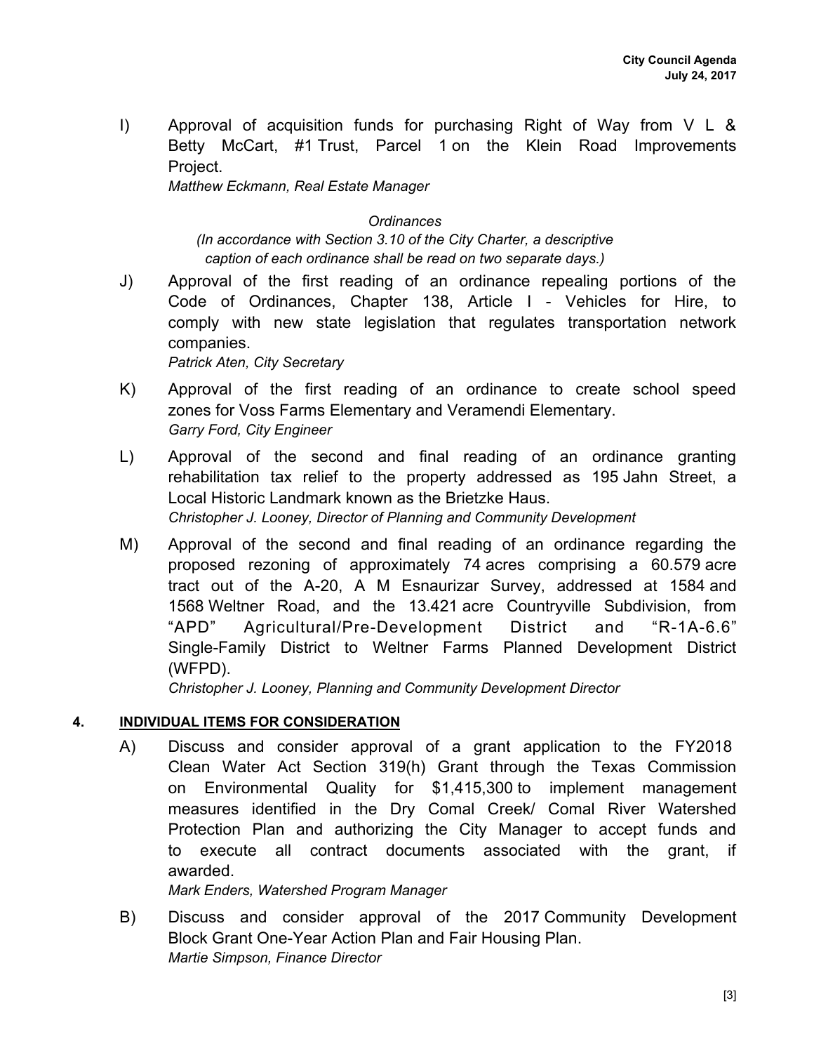I) Approval of acquisition funds for purchasing Right of Way from V L & Betty McCart, #1 Trust, Parcel 1 on the Klein Road Improvements Project.
*Matthew Eckmann, Real Estate Manager*

*Ordinances*
*(In accordance with Section 3.10 of the City Charter, a descriptive caption of each ordinance shall be read on two separate days.)*

J) Approval of the first reading of an ordinance repealing portions of the Code of Ordinances, Chapter 138, Article I - Vehicles for Hire, to comply with new state legislation that regulates transportation network companies.
*Patrick Aten, City Secretary*

K) Approval of the first reading of an ordinance to create school speed zones for Voss Farms Elementary and Veramendi Elementary.
*Garry Ford, City Engineer*

L) Approval of the second and final reading of an ordinance granting rehabilitation tax relief to the property addressed as 195 Jahn Street, a Local Historic Landmark known as the Brietzke Haus.
*Christopher J. Looney, Director of Planning and Community Development*

M) Approval of the second and final reading of an ordinance regarding the proposed rezoning of approximately 74 acres comprising a 60.579 acre tract out of the A-20, A M Esnaurizar Survey, addressed at 1584 and 1568 Weltner Road, and the 13.421 acre Countryville Subdivision, from "APD" Agricultural/Pre-Development District and "R-1A-6.6" Single-Family District to Weltner Farms Planned Development District (WFPD).
*Christopher J. Looney, Planning and Community Development Director*

## 4. INDIVIDUAL ITEMS FOR CONSIDERATION

A) Discuss and consider approval of a grant application to the FY2018 Clean Water Act Section 319(h) Grant through the Texas Commission on Environmental Quality for $1,415,300 to implement management measures identified in the Dry Comal Creek/ Comal River Watershed Protection Plan and authorizing the City Manager to accept funds and to execute all contract documents associated with the grant, if awarded.
*Mark Enders, Watershed Program Manager*

B) Discuss and consider approval of the 2017 Community Development Block Grant One-Year Action Plan and Fair Housing Plan.
*Martie Simpson, Finance Director*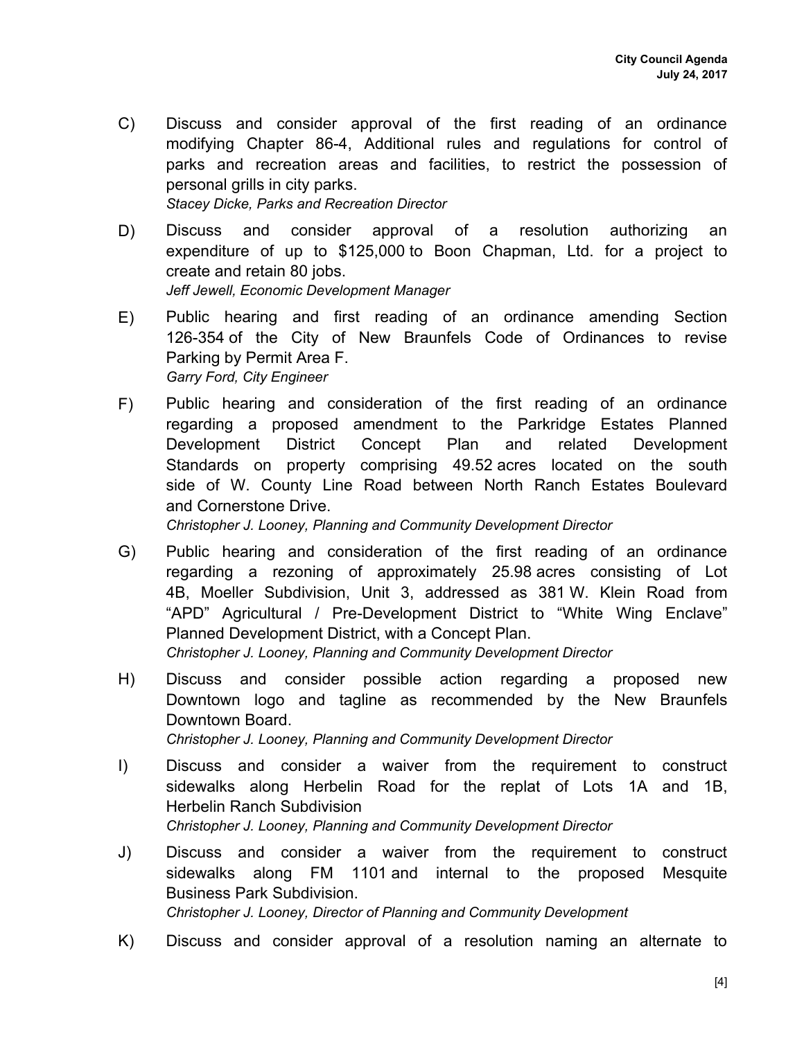C) Discuss and consider approval of the first reading of an ordinance modifying Chapter 86-4, Additional rules and regulations for control of parks and recreation areas and facilities, to restrict the possession of personal grills in city parks.
*Stacey Dicke, Parks and Recreation Director*

D) Discuss and consider approval of a resolution authorizing an expenditure of up to $125,000 to Boon Chapman, Ltd. for a project to create and retain 80 jobs.
*Jeff Jewell, Economic Development Manager*

E) Public hearing and first reading of an ordinance amending Section 126-354 of the City of New Braunfels Code of Ordinances to revise Parking by Permit Area F.
*Garry Ford, City Engineer*

F) Public hearing and consideration of the first reading of an ordinance regarding a proposed amendment to the Parkridge Estates Planned Development District Concept Plan and related Development Standards on property comprising 49.52 acres located on the south side of W. County Line Road between North Ranch Estates Boulevard and Cornerstone Drive.
*Christopher J. Looney, Planning and Community Development Director*

G) Public hearing and consideration of the first reading of an ordinance regarding a rezoning of approximately 25.98 acres consisting of Lot 4B, Moeller Subdivision, Unit 3, addressed as 381 W. Klein Road from "APD" Agricultural / Pre-Development District to "White Wing Enclave" Planned Development District, with a Concept Plan.
*Christopher J. Looney, Planning and Community Development Director*

H) Discuss and consider possible action regarding a proposed new Downtown logo and tagline as recommended by the New Braunfels Downtown Board.
*Christopher J. Looney, Planning and Community Development Director*

I) Discuss and consider a waiver from the requirement to construct sidewalks along Herbelin Road for the replat of Lots 1A and 1B, Herbelin Ranch Subdivision
*Christopher J. Looney, Planning and Community Development Director*

J) Discuss and consider a waiver from the requirement to construct sidewalks along FM 1101 and internal to the proposed Mesquite Business Park Subdivision.
*Christopher J. Looney, Director of Planning and Community Development*

K) Discuss and consider approval of a resolution naming an alternate to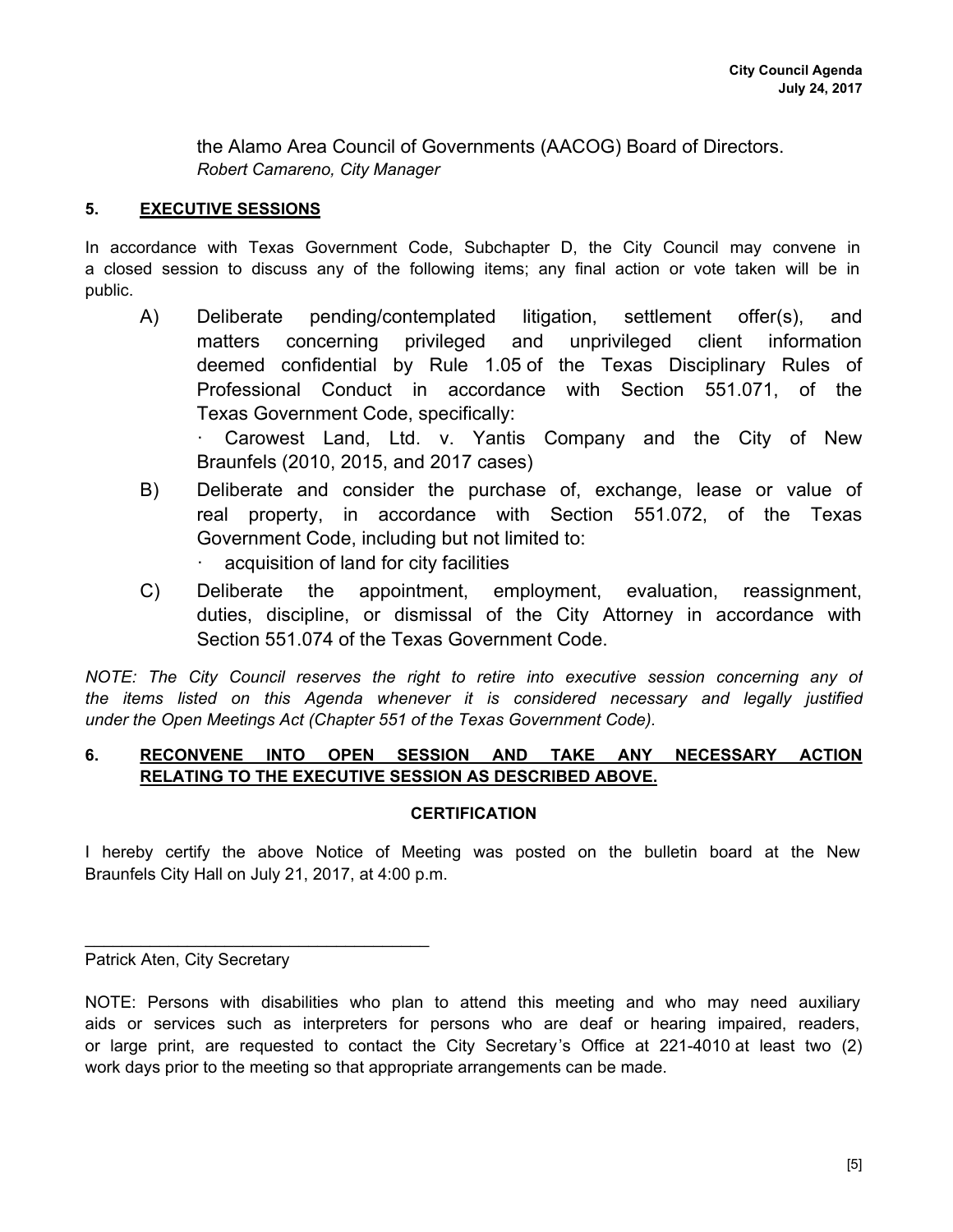the Alamo Area Council of Governments (AACOG) Board of Directors.
*Robert Camareno, City Manager*

**5. EXECUTIVE SESSIONS**

In accordance with Texas Government Code, Subchapter D, the City Council may convene in a closed session to discuss any of the following items; any final action or vote taken will be in public.

A) Deliberate pending/contemplated litigation, settlement offer(s), and matters concerning privileged and unprivileged client information deemed confidential by Rule 1.05 of the Texas Disciplinary Rules of Professional Conduct in accordance with Section 551.071, of the Texas Government Code, specifically:
· Carowest Land, Ltd. v. Yantis Company and the City of New Braunfels (2010, 2015, and 2017 cases)

B) Deliberate and consider the purchase of, exchange, lease or value of real property, in accordance with Section 551.072, of the Texas Government Code, including but not limited to:
· acquisition of land for city facilities

C) Deliberate the appointment, employment, evaluation, reassignment, duties, discipline, or dismissal of the City Attorney in accordance with Section 551.074 of the Texas Government Code.

*NOTE: The City Council reserves the right to retire into executive session concerning any of the items listed on this Agenda whenever it is considered necessary and legally justified under the Open Meetings Act (Chapter 551 of the Texas Government Code).*

**6. RECONVENE INTO OPEN SESSION AND TAKE ANY NECESSARY ACTION RELATING TO THE EXECUTIVE SESSION AS DESCRIBED ABOVE.**

**CERTIFICATION**

I hereby certify the above Notice of Meeting was posted on the bulletin board at the New Braunfels City Hall on July 21, 2017, at 4:00 p.m.

\_\_\_\_\_\_\_\_\_\_\_\_\_\_\_\_\_\_\_\_\_\_\_\_\_\_\_\_\_\_\_\_\_\_\_\_\_\_
Patrick Aten, City Secretary

NOTE: Persons with disabilities who plan to attend this meeting and who may need auxiliary aids or services such as interpreters for persons who are deaf or hearing impaired, readers, or large print, are requested to contact the City Secretary's Office at 221-4010 at least two (2) work days prior to the meeting so that appropriate arrangements can be made.